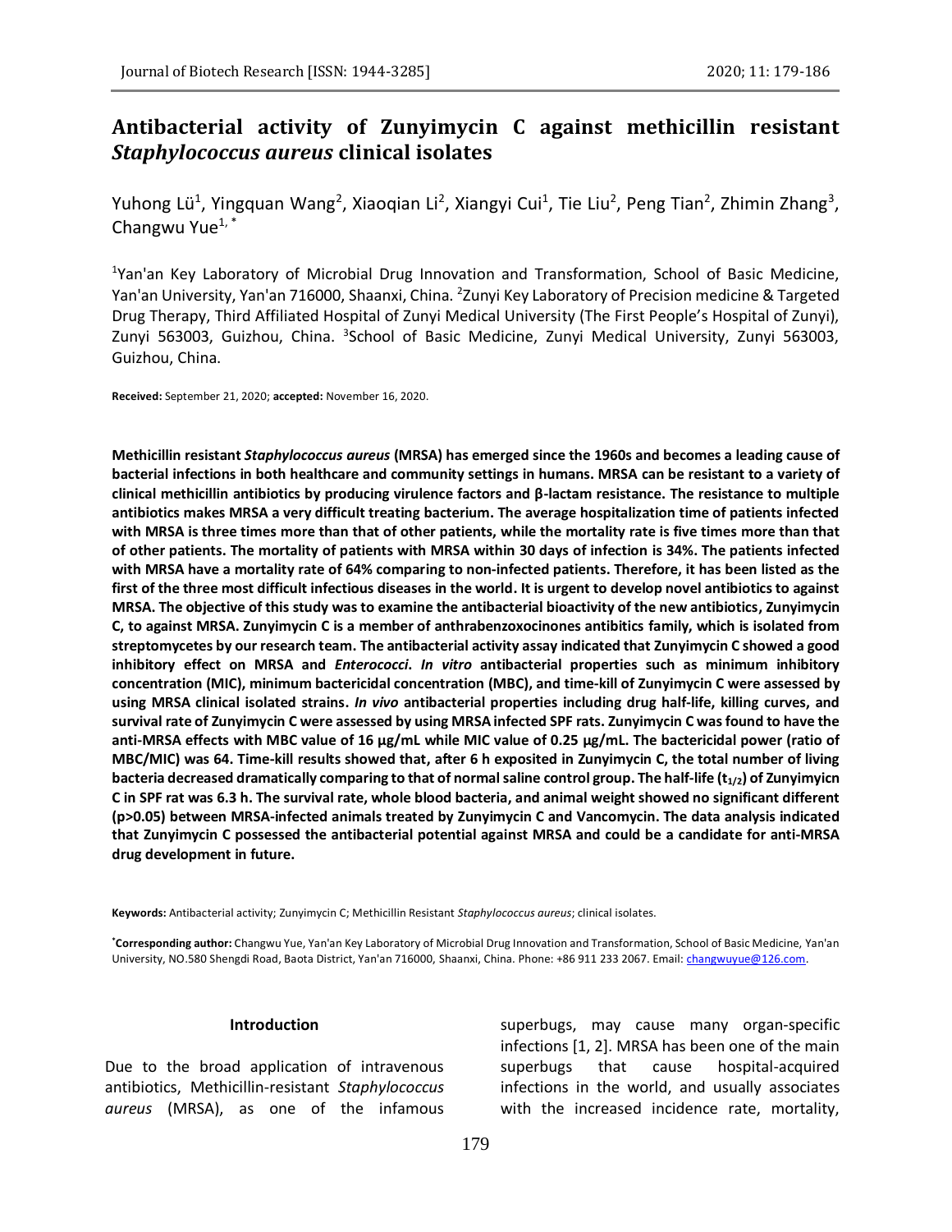# Antibacterial activity of Zunyimycin C against methicillin resistant *Staphylococcus aureus* clinical isolates

Yuhong Lü[1], Yingquan Wang[2], Xiaoqian Li[2], Xiangyi Cui[1], Tie Liu[2], Peng Tian[2], Zhimin Zhang[3], Changwu Yue[1, *]

[1]Yan'an Key Laboratory of Microbial Drug Innovation and Transformation, School of Basic Medicine, Yan'an University, Yan'an 716000, Shaanxi, China. [2]Zunyi Key Laboratory of Precision medicine & Targeted Drug Therapy, Third Affiliated Hospital of Zunyi Medical University (The First People's Hospital of Zunyi), Zunyi 563003, Guizhou, China. [3]School of Basic Medicine, Zunyi Medical University, Zunyi 563003, Guizhou, China.

**Received:** September 21, 2020; **accepted:** November 16, 2020.

**Methicillin resistant *Staphylococcus aureus* (MRSA) has emerged since the 1960s and becomes a leading cause of bacterial infections in both healthcare and community settings in humans. MRSA can be resistant to a variety of clinical methicillin antibiotics by producing virulence factors and β-lactam resistance. The resistance to multiple antibiotics makes MRSA a very difficult treating bacterium. The average hospitalization time of patients infected with MRSA is three times more than that of other patients, while the mortality rate is five times more than that of other patients. The mortality of patients with MRSA within 30 days of infection is 34%. The patients infected with MRSA have a mortality rate of 64% comparing to non-infected patients. Therefore, it has been listed as the first of the three most difficult infectious diseases in the world. It is urgent to develop novel antibiotics to against MRSA. The objective of this study was to examine the antibacterial bioactivity of the new antibiotics, Zunyimycin C, to against MRSA. Zunyimycin C is a member of anthrabenzoxocinones antibitics family, which is isolated from streptomycetes by our research team. The antibacterial activity assay indicated that Zunyimycin C showed a good inhibitory effect on MRSA and *Enterococci*. *In vitro* antibacterial properties such as minimum inhibitory concentration (MIC), minimum bactericidal concentration (MBC), and time-kill of Zunyimycin C were assessed by using MRSA clinical isolated strains. *In vivo* antibacterial properties including drug half-life, killing curves, and survival rate of Zunyimycin C were assessed by using MRSA infected SPF rats. Zunyimycin C was found to have the anti-MRSA effects with MBC value of 16 μg/mL while MIC value of 0.25 μg/mL. The bactericidal power (ratio of MBC/MIC) was 64. Time-kill results showed that, after 6 h exposited in Zunyimycin C, the total number of living bacteria decreased dramatically comparing to that of normal saline control group. The half-life ($t_{1/2}$) of Zunyimyicn C in SPF rat was 6.3 h. The survival rate, whole blood bacteria, and animal weight showed no significant different ($p>0.05$) between MRSA-infected animals treated by Zunyimycin C and Vancomycin. The data analysis indicated that Zunyimycin C possessed the antibacterial potential against MRSA and could be a candidate for anti-MRSA drug development in future.**

**Keywords:** Antibacterial activity; Zunyimycin C; Methicillin Resistant *Staphylococcus aureus*; clinical isolates.

**[*]Corresponding author:** Changwu Yue, Yan'an Key Laboratory of Microbial Drug Innovation and Transformation, School of Basic Medicine, Yan'an University, NO.580 Shengdi Road, Baota District, Yan'an 716000, Shaanxi, China. Phone: +86 911 233 2067. Email: changwuyue@126.com.

## Introduction

Due to the broad application of intravenous antibiotics, Methicillin-resistant *Staphylococcus aureus* (MRSA), as one of the infamous superbugs, may cause many organ-specific infections [1, 2]. MRSA has been one of the main superbugs that cause hospital-acquired infections in the world, and usually associates with the increased incidence rate, mortality,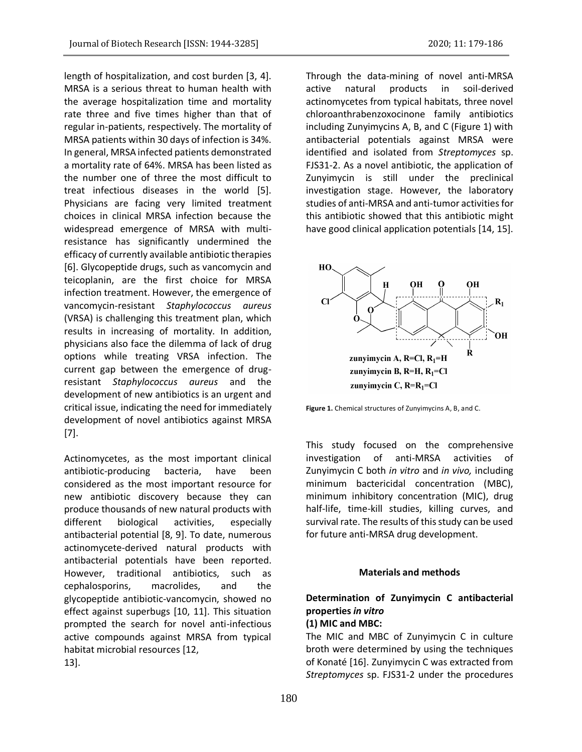length of hospitalization, and cost burden [3, 4]. MRSA is a serious threat to human health with the average hospitalization time and mortality rate three and five times higher than that of regular in-patients, respectively. The mortality of MRSA patients within 30 days of infection is 34%. In general, MRSA infected patients demonstrated a mortality rate of 64%. MRSA has been listed as the number one of three the most difficult to treat infectious diseases in the world [5]. Physicians are facing very limited treatment choices in clinical MRSA infection because the widespread emergence of MRSA with multi-resistance has significantly undermined the efficacy of currently available antibiotic therapies [6]. Glycopeptide drugs, such as vancomycin and teicoplanin, are the first choice for MRSA infection treatment. However, the emergence of vancomycin-resistant *Staphylococcus aureus* (VRSA) is challenging this treatment plan, which results in increasing of mortality. In addition, physicians also face the dilemma of lack of drug options while treating VRSA infection. The current gap between the emergence of drug-resistant *Staphylococcus aureus* and the development of new antibiotics is an urgent and critical issue, indicating the need for immediately development of novel antibiotics against MRSA [7].

Actinomycetes, as the most important clinical antibiotic-producing bacteria, have been considered as the most important resource for new antibiotic discovery because they can produce thousands of new natural products with different biological activities, especially antibacterial potential [8, 9]. To date, numerous actinomycete-derived natural products with antibacterial potentials have been reported. However, traditional antibiotics, such as cephalosporins, macrolides, and the glycopeptide antibiotic-vancomycin, showed no effect against superbugs [10, 11]. This situation prompted the search for novel anti-infectious active compounds against MRSA from typical habitat microbial resources [12, 13].

Through the data-mining of novel anti-MRSA active natural products in soil-derived actinomycetes from typical habitats, three novel chloroanthrabenzoxocinone family antibiotics including Zunyimycins A, B, and C (Figure 1) with antibacterial potentials against MRSA were identified and isolated from *Streptomyces* sp. FJS31-2. As a novel antibiotic, the application of Zunyimycin is still under the preclinical investigation stage. However, the laboratory studies of anti-MRSA and anti-tumor activities for this antibiotic showed that this antibiotic might have good clinical application potentials [14, 15].

zunyimycin A, R=Cl, $R_1$=H
zunyimycin B, R=H, $R_1$=Cl
zunyimycin C, R=$R_1$=Cl

**Figure 1.** Chemical structures of Zunyimycins A, B, and C.

This study focused on the comprehensive investigation of anti-MRSA activities of Zunyimycin C both *in vitro* and *in vivo,* including minimum bactericidal concentration (MBC), minimum inhibitory concentration (MIC), drug half-life, time-kill studies, killing curves, and survival rate. The results of this study can be used for future anti-MRSA drug development.

## Materials and methods

### Determination of Zunyimycin C antibacterial properties *in vitro*

**(1) MIC and MBC:**

The MIC and MBC of Zunyimycin C in culture broth were determined by using the techniques of Konaté [16]. Zunyimycin C was extracted from *Streptomyces* sp. FJS31-2 under the procedures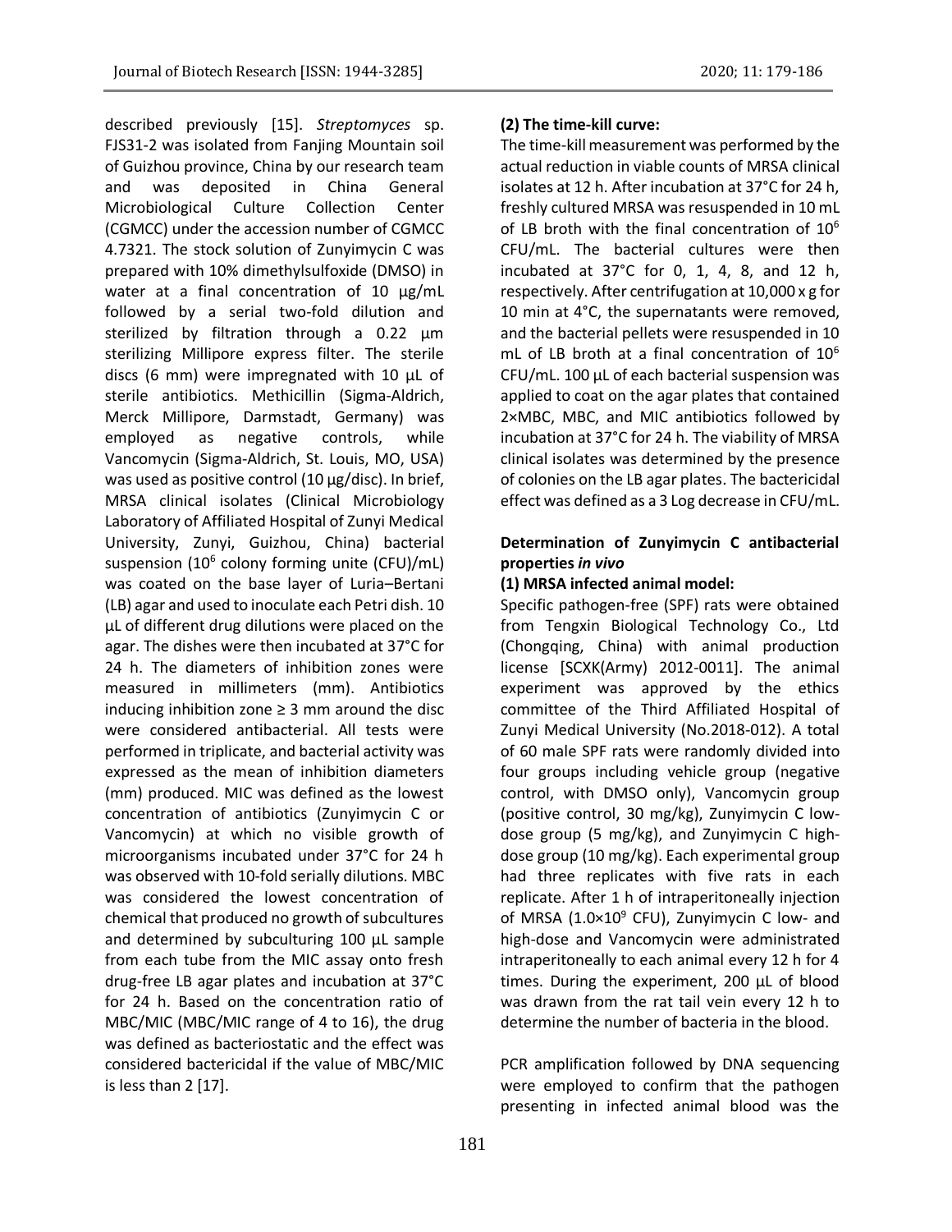described previously [15]. *Streptomyces* sp. FJS31-2 was isolated from Fanjing Mountain soil of Guizhou province, China by our research team and was deposited in China General Microbiological Culture Collection Center (CGMCC) under the accession number of CGMCC 4.7321. The stock solution of Zunyimycin C was prepared with 10% dimethylsulfoxide (DMSO) in water at a final concentration of 10 µg/mL followed by a serial two-fold dilution and sterilized by filtration through a 0.22 µm sterilizing Millipore express filter. The sterile discs (6 mm) were impregnated with 10 µL of sterile antibiotics. Methicillin (Sigma-Aldrich, Merck Millipore, Darmstadt, Germany) was employed as negative controls, while Vancomycin (Sigma-Aldrich, St. Louis, MO, USA) was used as positive control (10 µg/disc). In brief, MRSA clinical isolates (Clinical Microbiology Laboratory of Affiliated Hospital of Zunyi Medical University, Zunyi, Guizhou, China) bacterial suspension ($10^6$ colony forming unite (CFU)/mL) was coated on the base layer of Luria–Bertani (LB) agar and used to inoculate each Petri dish. 10 µL of different drug dilutions were placed on the agar. The dishes were then incubated at 37°C for 24 h. The diameters of inhibition zones were measured in millimeters (mm). Antibiotics inducing inhibition zone ≥ 3 mm around the disc were considered antibacterial. All tests were performed in triplicate, and bacterial activity was expressed as the mean of inhibition diameters (mm) produced. MIC was defined as the lowest concentration of antibiotics (Zunyimycin C or Vancomycin) at which no visible growth of microorganisms incubated under 37°C for 24 h was observed with 10-fold serially dilutions. MBC was considered the lowest concentration of chemical that produced no growth of subcultures and determined by subculturing 100 µL sample from each tube from the MIC assay onto fresh drug-free LB agar plates and incubation at 37°C for 24 h. Based on the concentration ratio of MBC/MIC (MBC/MIC range of 4 to 16), the drug was defined as bacteriostatic and the effect was considered bactericidal if the value of MBC/MIC is less than 2 [17].

**(2) The time-kill curve:**

The time-kill measurement was performed by the actual reduction in viable counts of MRSA clinical isolates at 12 h. After incubation at 37°C for 24 h, freshly cultured MRSA was resuspended in 10 mL of LB broth with the final concentration of $10^6$ CFU/mL. The bacterial cultures were then incubated at 37°C for 0, 1, 4, 8, and 12 h, respectively. After centrifugation at 10,000 x g for 10 min at 4°C, the supernatants were removed, and the bacterial pellets were resuspended in 10 mL of LB broth at a final concentration of $10^6$ CFU/mL. 100 µL of each bacterial suspension was applied to coat on the agar plates that contained 2×MBC, MBC, and MIC antibiotics followed by incubation at 37°C for 24 h. The viability of MRSA clinical isolates was determined by the presence of colonies on the LB agar plates. The bactericidal effect was defined as a 3 Log decrease in CFU/mL.

### Determination of Zunyimycin C antibacterial properties *in vivo*

**(1) MRSA infected animal model:**

Specific pathogen-free (SPF) rats were obtained from Tengxin Biological Technology Co., Ltd (Chongqing, China) with animal production license [SCXK(Army) 2012-0011]. The animal experiment was approved by the ethics committee of the Third Affiliated Hospital of Zunyi Medical University (No.2018-012). A total of 60 male SPF rats were randomly divided into four groups including vehicle group (negative control, with DMSO only), Vancomycin group (positive control, 30 mg/kg), Zunyimycin C low-dose group (5 mg/kg), and Zunyimycin C high-dose group (10 mg/kg). Each experimental group had three replicates with five rats in each replicate. After 1 h of intraperitoneally injection of MRSA ($1.0\times10^9$ CFU), Zunyimycin C low- and high-dose and Vancomycin were administrated intraperitoneally to each animal every 12 h for 4 times. During the experiment, 200 µL of blood was drawn from the rat tail vein every 12 h to determine the number of bacteria in the blood.

PCR amplification followed by DNA sequencing were employed to confirm that the pathogen presenting in infected animal blood was the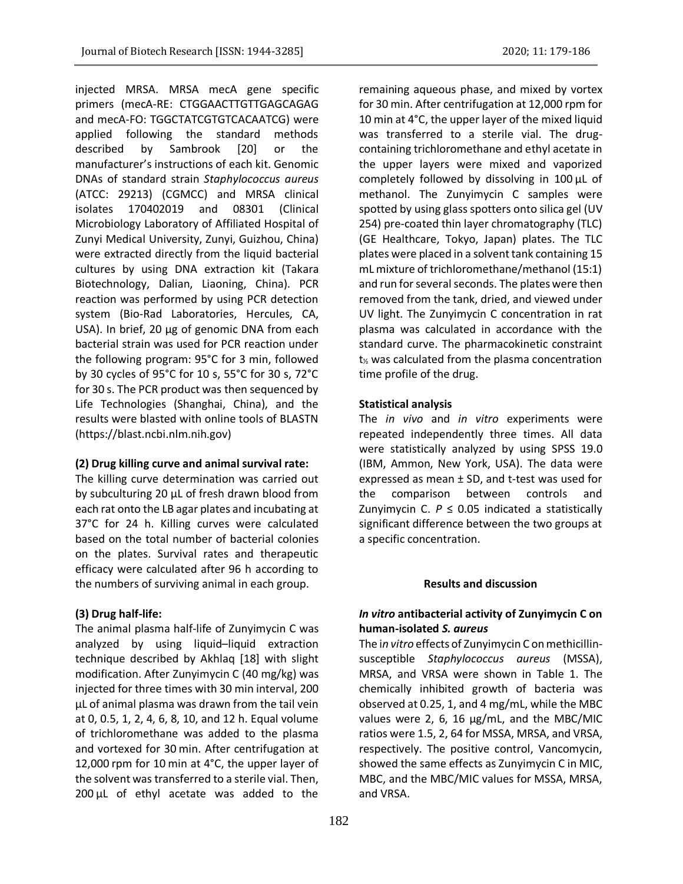injected MRSA. MRSA mecA gene specific primers (mecA-RE: CTGGAACTTGTTGAGCAGAG and mecA-FO: TGGCTATCGTGTCACAATCG) were applied following the standard methods described by Sambrook [20] or the manufacturer's instructions of each kit. Genomic DNAs of standard strain *Staphylococcus aureus* (ATCC: 29213) (CGMCC) and MRSA clinical isolates 170402019 and 08301 (Clinical Microbiology Laboratory of Affiliated Hospital of Zunyi Medical University, Zunyi, Guizhou, China) were extracted directly from the liquid bacterial cultures by using DNA extraction kit (Takara Biotechnology, Dalian, Liaoning, China). PCR reaction was performed by using PCR detection system (Bio-Rad Laboratories, Hercules, CA, USA). In brief, 20 µg of genomic DNA from each bacterial strain was used for PCR reaction under the following program: 95°C for 3 min, followed by 30 cycles of 95°C for 10 s, 55°C for 30 s, 72°C for 30 s. The PCR product was then sequenced by Life Technologies (Shanghai, China), and the results were blasted with online tools of BLASTN (https://blast.ncbi.nlm.nih.gov)

**(2) Drug killing curve and animal survival rate:**

The killing curve determination was carried out by subculturing 20 µL of fresh drawn blood from each rat onto the LB agar plates and incubating at 37°C for 24 h. Killing curves were calculated based on the total number of bacterial colonies on the plates. Survival rates and therapeutic efficacy were calculated after 96 h according to the numbers of surviving animal in each group.

**(3) Drug half-life:**

The animal plasma half-life of Zunyimycin C was analyzed by using liquid–liquid extraction technique described by Akhlaq [18] with slight modification. After Zunyimycin C (40 mg/kg) was injected for three times with 30 min interval, 200 µL of animal plasma was drawn from the tail vein at 0, 0.5, 1, 2, 4, 6, 8, 10, and 12 h. Equal volume of trichloromethane was added to the plasma and vortexed for 30 min. After centrifugation at 12,000 rpm for 10 min at 4°C, the upper layer of the solvent was transferred to a sterile vial. Then, 200 µL of ethyl acetate was added to the remaining aqueous phase, and mixed by vortex for 30 min. After centrifugation at 12,000 rpm for 10 min at 4°C, the upper layer of the mixed liquid was transferred to a sterile vial. The drug-containing trichloromethane and ethyl acetate in the upper layers were mixed and vaporized completely followed by dissolving in 100 µL of methanol. The Zunyimycin C samples were spotted by using glass spotters onto silica gel (UV 254) pre-coated thin layer chromatography (TLC) (GE Healthcare, Tokyo, Japan) plates. The TLC plates were placed in a solvent tank containing 15 mL mixture of trichloromethane/methanol (15:1) and run for several seconds. The plates were then removed from the tank, dried, and viewed under UV light. The Zunyimycin C concentration in rat plasma was calculated in accordance with the standard curve. The pharmacokinetic constraint $t_{½}$ was calculated from the plasma concentration time profile of the drug.

**Statistical analysis**

The *in vivo* and *in vitro* experiments were repeated independently three times. All data were statistically analyzed by using SPSS 19.0 (IBM, Ammon, New York, USA). The data were expressed as mean ± SD, and t-test was used for the comparison between controls and Zunyimycin C. $P \leq 0.05$ indicated a statistically significant difference between the two groups at a specific concentration.

## Results and discussion

### *In vitro* antibacterial activity of Zunyimycin C on human-isolated *S. aureus*

The i*n vitro* effects of Zunyimycin C on methicillin-susceptible *Staphylococcus aureus* (MSSA), MRSA, and VRSA were shown in Table 1. The chemically inhibited growth of bacteria was observed at 0.25, 1, and 4 mg/mL, while the MBC values were 2, 6, 16 µg/mL, and the MBC/MIC ratios were 1.5, 2, 64 for MSSA, MRSA, and VRSA, respectively. The positive control, Vancomycin, showed the same effects as Zunyimycin C in MIC, MBC, and the MBC/MIC values for MSSA, MRSA, and VRSA.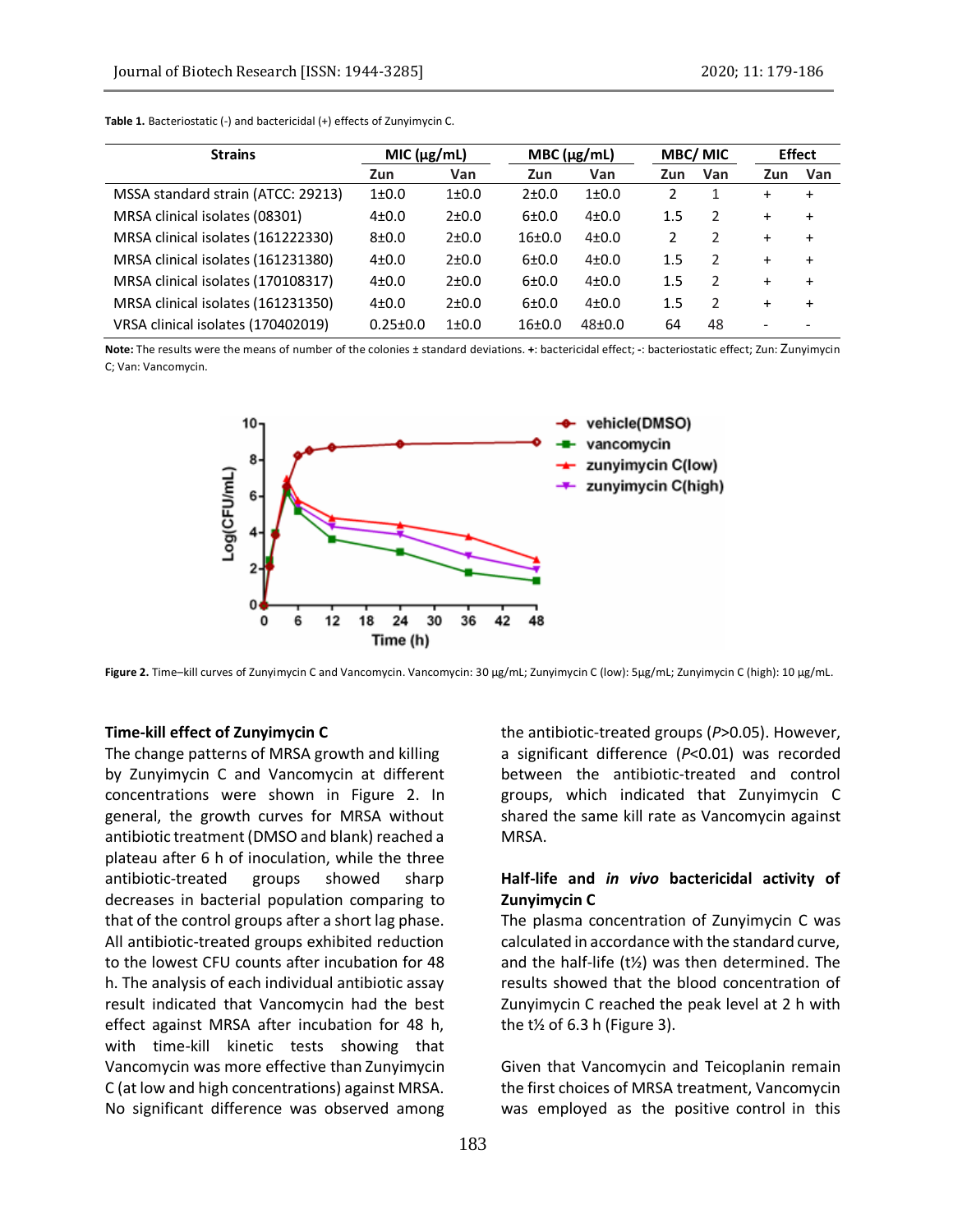**Table 1.** Bacteriostatic (-) and bactericidal (+) effects of Zunyimycin C.

| Strains | MIC (μg/mL) | | MBC (μg/mL) | | MBC/ MIC | | Effect | |
|---|---|---|---|---|---|---|---|---|
| | Zun | Van | Zun | Van | Zun | Van | Zun | Van |
| MSSA standard strain (ATCC: 29213) | 1±0.0 | 1±0.0 | 2±0.0 | 1±0.0 | 2 | 1 | + | + |
| MRSA clinical isolates (08301) | 4±0.0 | 2±0.0 | 6±0.0 | 4±0.0 | 1.5 | 2 | + | + |
| MRSA clinical isolates (161222330) | 8±0.0 | 2±0.0 | 16±0.0 | 4±0.0 | 2 | 2 | + | + |
| MRSA clinical isolates (161231380) | 4±0.0 | 2±0.0 | 6±0.0 | 4±0.0 | 1.5 | 2 | + | + |
| MRSA clinical isolates (170108317) | 4±0.0 | 2±0.0 | 6±0.0 | 4±0.0 | 1.5 | 2 | + | + |
| MRSA clinical isolates (161231350) | 4±0.0 | 2±0.0 | 6±0.0 | 4±0.0 | 1.5 | 2 | + | + |
| VRSA clinical isolates (170402019) | 0.25±0.0 | 1±0.0 | 16±0.0 | 48±0.0 | 64 | 48 | - | - |

**Note:** The results were the means of number of the colonies ± standard deviations. **+**: bactericidal effect; **-**: bacteriostatic effect; Zun: Zunyimycin C; Van: Vancomycin.

**Figure 2.** Time–kill curves of Zunyimycin C and Vancomycin. Vancomycin: 30 μg/mL; Zunyimycin C (low): 5μg/mL; Zunyimycin C (high): 10 μg/mL.

#### Time-kill effect of Zunyimycin C

The change patterns of MRSA growth and killing by Zunyimycin C and Vancomycin at different concentrations were shown in Figure 2. In general, the growth curves for MRSA without antibiotic treatment (DMSO and blank) reached a plateau after 6 h of inoculation, while the three antibiotic-treated groups showed sharp decreases in bacterial population comparing to that of the control groups after a short lag phase. All antibiotic-treated groups exhibited reduction to the lowest CFU counts after incubation for 48 h. The analysis of each individual antibiotic assay result indicated that Vancomycin had the best effect against MRSA after incubation for 48 h, with time-kill kinetic tests showing that Vancomycin was more effective than Zunyimycin C (at low and high concentrations) against MRSA. No significant difference was observed among the antibiotic-treated groups (*P*>0.05). However, a significant difference (*P*<0.01) was recorded between the antibiotic-treated and control groups, which indicated that Zunyimycin C shared the same kill rate as Vancomycin against MRSA.

#### Half-life and *in vivo* bactericidal activity of Zunyimycin C

The plasma concentration of Zunyimycin C was calculated in accordance with the standard curve, and the half-life (t½) was then determined. The results showed that the blood concentration of Zunyimycin C reached the peak level at 2 h with the t½ of 6.3 h (Figure 3).

Given that Vancomycin and Teicoplanin remain the first choices of MRSA treatment, Vancomycin was employed as the positive control in this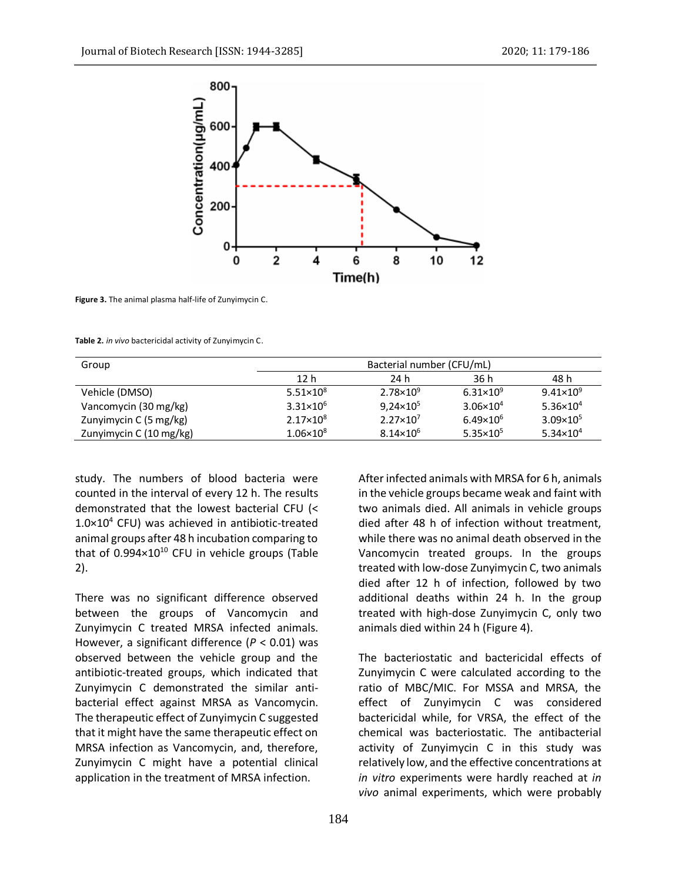Figure 3. The animal plasma half-life of Zunyimycin C.

Table 2. *in vivo* bactericidal activity of Zunyimycin C.

| Group | Bacterial number (CFU/mL) | | | |
|---|---|---|---|---|
| | 12 h | 24 h | 36 h | 48 h |
| Vehicle (DMSO) | $5.51 \times 10^8$ | $2.78 \times 10^9$ | $6.31 \times 10^9$ | $9.41 \times 10^9$ |
| Vancomycin (30 mg/kg) | $3.31 \times 10^6$ | $9{,}24 \times 10^5$ | $3.06 \times 10^4$ | $5.36 \times 10^4$ |
| Zunyimycin C (5 mg/kg) | $2.17 \times 10^8$ | $2.27 \times 10^7$ | $6.49 \times 10^6$ | $3.09 \times 10^5$ |
| Zunyimycin C (10 mg/kg) | $1.06 \times 10^8$ | $8.14 \times 10^6$ | $5.35 \times 10^5$ | $5.34 \times 10^4$ |

study. The numbers of blood bacteria were counted in the interval of every 12 h. The results demonstrated that the lowest bacterial CFU (< $1.0 \times 10^4$ CFU) was achieved in antibiotic-treated animal groups after 48 h incubation comparing to that of $0.994 \times 10^{10}$ CFU in vehicle groups (Table 2).

There was no significant difference observed between the groups of Vancomycin and Zunyimycin C treated MRSA infected animals. However, a significant difference ($P < 0.01$) was observed between the vehicle group and the antibiotic-treated groups, which indicated that Zunyimycin C demonstrated the similar anti-bacterial effect against MRSA as Vancomycin. The therapeutic effect of Zunyimycin C suggested that it might have the same therapeutic effect on MRSA infection as Vancomycin, and, therefore, Zunyimycin C might have a potential clinical application in the treatment of MRSA infection.

After infected animals with MRSA for 6 h, animals in the vehicle groups became weak and faint with two animals died. All animals in vehicle groups died after 48 h of infection without treatment, while there was no animal death observed in the Vancomycin treated groups. In the groups treated with low-dose Zunyimycin C, two animals died after 12 h of infection, followed by two additional deaths within 24 h. In the group treated with high-dose Zunyimycin C, only two animals died within 24 h (Figure 4).

The bacteriostatic and bactericidal effects of Zunyimycin C were calculated according to the ratio of MBC/MIC. For MSSA and MRSA, the effect of Zunyimycin C was considered bactericidal while, for VRSA, the effect of the chemical was bacteriostatic. The antibacterial activity of Zunyimycin C in this study was relatively low, and the effective concentrations at *in vitro* experiments were hardly reached at *in vivo* animal experiments, which were probably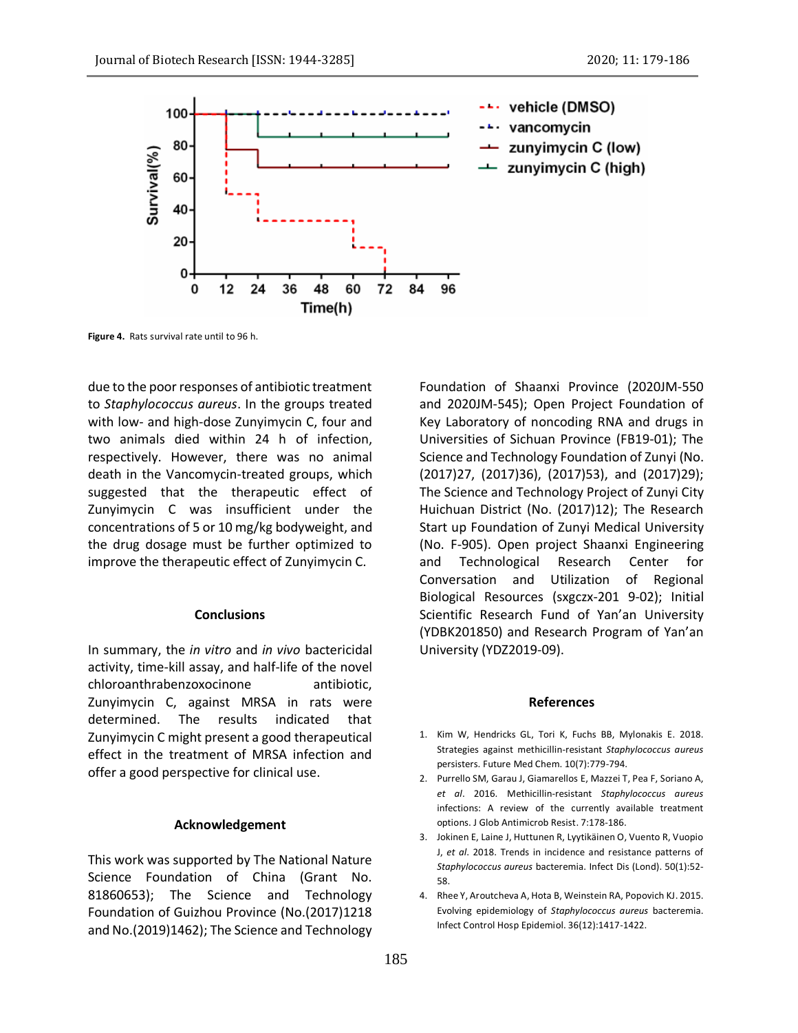Figure 4. Rats survival rate until to 96 h.

due to the poor responses of antibiotic treatment to *Staphylococcus aureus*. In the groups treated with low- and high-dose Zunyimycin C, four and two animals died within 24 h of infection, respectively. However, there was no animal death in the Vancomycin-treated groups, which suggested that the therapeutic effect of Zunyimycin C was insufficient under the concentrations of 5 or 10 mg/kg bodyweight, and the drug dosage must be further optimized to improve the therapeutic effect of Zunyimycin C.

## Conclusions

In summary, the *in vitro* and *in vivo* bactericidal activity, time-kill assay, and half-life of the novel chloroanthrabenzoxocinone antibiotic, Zunyimycin C, against MRSA in rats were determined. The results indicated that Zunyimycin C might present a good therapeutical effect in the treatment of MRSA infection and offer a good perspective for clinical use.

## Acknowledgement

This work was supported by The National Nature Science Foundation of China (Grant No. 81860653); The Science and Technology Foundation of Guizhou Province (No.(2017)1218 and No.(2019)1462); The Science and Technology Foundation of Shaanxi Province (2020JM-550 and 2020JM-545); Open Project Foundation of Key Laboratory of noncoding RNA and drugs in Universities of Sichuan Province (FB19-01); The Science and Technology Foundation of Zunyi (No.(2017)27, (2017)36), (2017)53), and (2017)29); The Science and Technology Project of Zunyi City Huichuan District (No. (2017)12); The Research Start up Foundation of Zunyi Medical University (No. F-905). Open project Shaanxi Engineering and Technological Research Center for Conversation and Utilization of Regional Biological Resources (sxgczx-201 9-02); Initial Scientific Research Fund of Yan'an University (YDBK201850) and Research Program of Yan'an University (YDZ2019-09).

## References

1. Kim W, Hendricks GL, Tori K, Fuchs BB, Mylonakis E. 2018. Strategies against methicillin-resistant *Staphylococcus aureus* persisters. Future Med Chem. 10(7):779-794.
2. Purrello SM, Garau J, Giamarellos E, Mazzei T, Pea F, Soriano A, *et al*. 2016. Methicillin-resistant *Staphylococcus aureus* infections: A review of the currently available treatment options. J Glob Antimicrob Resist. 7:178-186.
3. Jokinen E, Laine J, Huttunen R, Lyytikäinen O, Vuento R, Vuopio J, *et al*. 2018. Trends in incidence and resistance patterns of *Staphylococcus aureus* bacteremia. Infect Dis (Lond). 50(1):52-58.
4. Rhee Y, Aroutcheva A, Hota B, Weinstein RA, Popovich KJ. 2015. Evolving epidemiology of *Staphylococcus aureus* bacteremia. Infect Control Hosp Epidemiol. 36(12):1417-1422.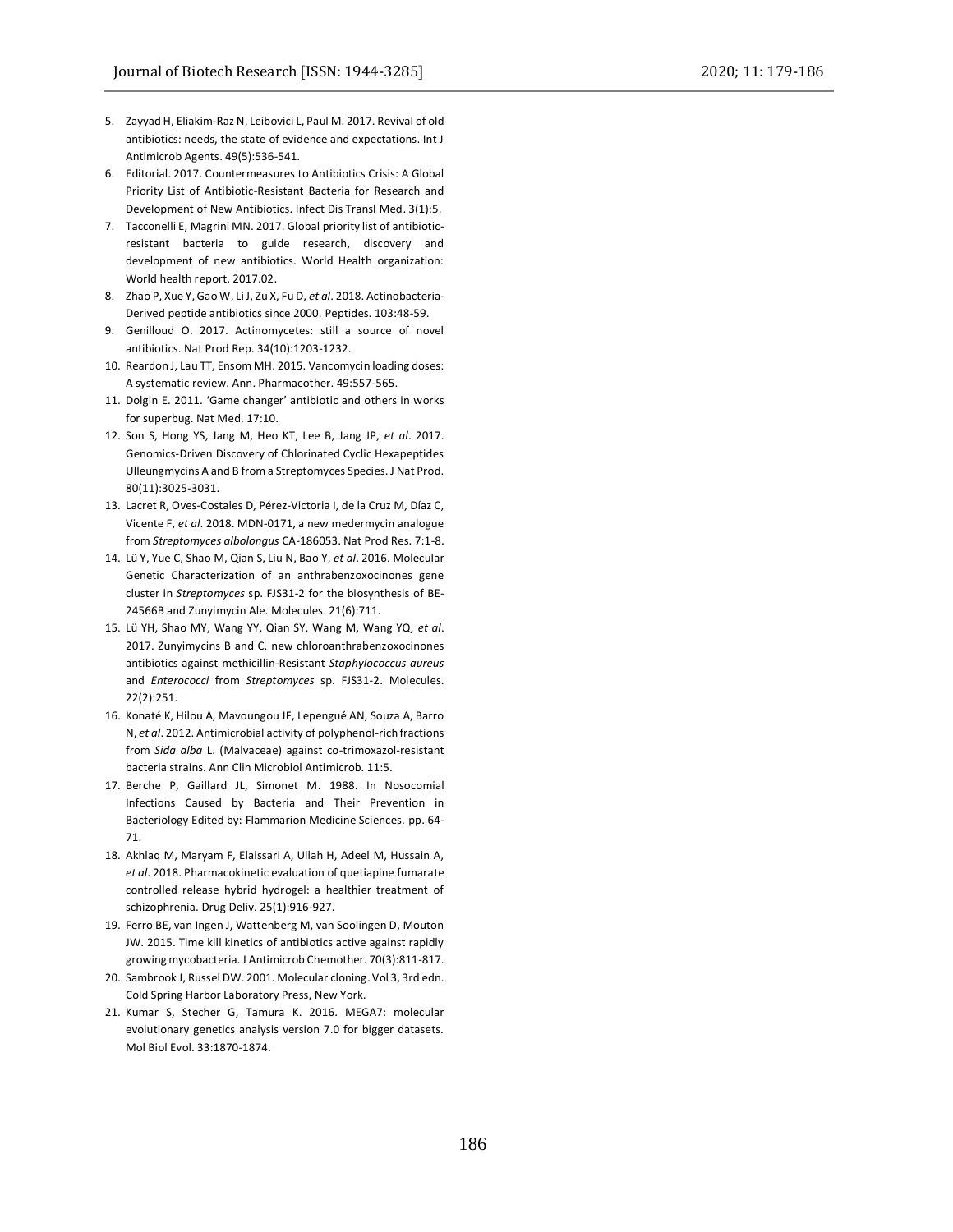5. Zayyad H, Eliakim-Raz N, Leibovici L, Paul M. 2017. Revival of old antibiotics: needs, the state of evidence and expectations. Int J Antimicrob Agents. 49(5):536-541.
6. Editorial. 2017. Countermeasures to Antibiotics Crisis: A Global Priority List of Antibiotic-Resistant Bacteria for Research and Development of New Antibiotics. Infect Dis Transl Med. 3(1):5.
7. Tacconelli E, Magrini MN. 2017. Global priority list of antibiotic-resistant bacteria to guide research, discovery and development of new antibiotics. World Health organization: World health report. 2017.02.
8. Zhao P, Xue Y, Gao W, Li J, Zu X, Fu D, *et al*. 2018. Actinobacteria-Derived peptide antibiotics since 2000. Peptides. 103:48-59.
9. Genilloud O. 2017. Actinomycetes: still a source of novel antibiotics. Nat Prod Rep. 34(10):1203-1232.
10. Reardon J, Lau TT, Ensom MH. 2015. Vancomycin loading doses: A systematic review. Ann. Pharmacother. 49:557-565.
11. Dolgin E. 2011. 'Game changer' antibiotic and others in works for superbug. Nat Med. 17:10.
12. Son S, Hong YS, Jang M, Heo KT, Lee B, Jang JP, *et al*. 2017. Genomics-Driven Discovery of Chlorinated Cyclic Hexapeptides Ulleungmycins A and B from a Streptomyces Species. J Nat Prod. 80(11):3025-3031.
13. Lacret R, Oves-Costales D, Pérez-Victoria I, de la Cruz M, Díaz C, Vicente F, *et al*. 2018. MDN-0171, a new medermycin analogue from *Streptomyces albolongus* CA-186053. Nat Prod Res. 7:1-8.
14. Lü Y, Yue C, Shao M, Qian S, Liu N, Bao Y, *et al*. 2016. Molecular Genetic Characterization of an anthrabenzoxocinones gene cluster in *Streptomyces* sp. FJS31-2 for the biosynthesis of BE-24566B and Zunyimycin Ale. Molecules. 21(6):711.
15. Lü YH, Shao MY, Wang YY, Qian SY, Wang M, Wang YQ, *et al*. 2017. Zunyimycins B and C, new chloroanthrabenzoxocinones antibiotics against methicillin-Resistant *Staphylococcus aureus* and *Enterococci* from *Streptomyces* sp. FJS31-2. Molecules. 22(2):251.
16. Konaté K, Hilou A, Mavoungou JF, Lepengué AN, Souza A, Barro N, *et al*. 2012. Antimicrobial activity of polyphenol-rich fractions from *Sida alba* L. (Malvaceae) against co-trimoxazol-resistant bacteria strains. Ann Clin Microbiol Antimicrob. 11:5.
17. Berche P, Gaillard JL, Simonet M. 1988. In Nosocomial Infections Caused by Bacteria and Their Prevention in Bacteriology Edited by: Flammarion Medicine Sciences. pp. 64-71.
18. Akhlaq M, Maryam F, Elaissari A, Ullah H, Adeel M, Hussain A, *et al*. 2018. Pharmacokinetic evaluation of quetiapine fumarate controlled release hybrid hydrogel: a healthier treatment of schizophrenia. Drug Deliv. 25(1):916-927.
19. Ferro BE, van Ingen J, Wattenberg M, van Soolingen D, Mouton JW. 2015. Time kill kinetics of antibiotics active against rapidly growing mycobacteria. J Antimicrob Chemother. 70(3):811-817.
20. Sambrook J, Russel DW. 2001. Molecular cloning. Vol 3, 3rd edn. Cold Spring Harbor Laboratory Press, New York.
21. Kumar S, Stecher G, Tamura K. 2016. MEGA7: molecular evolutionary genetics analysis version 7.0 for bigger datasets. Mol Biol Evol. 33:1870-1874.